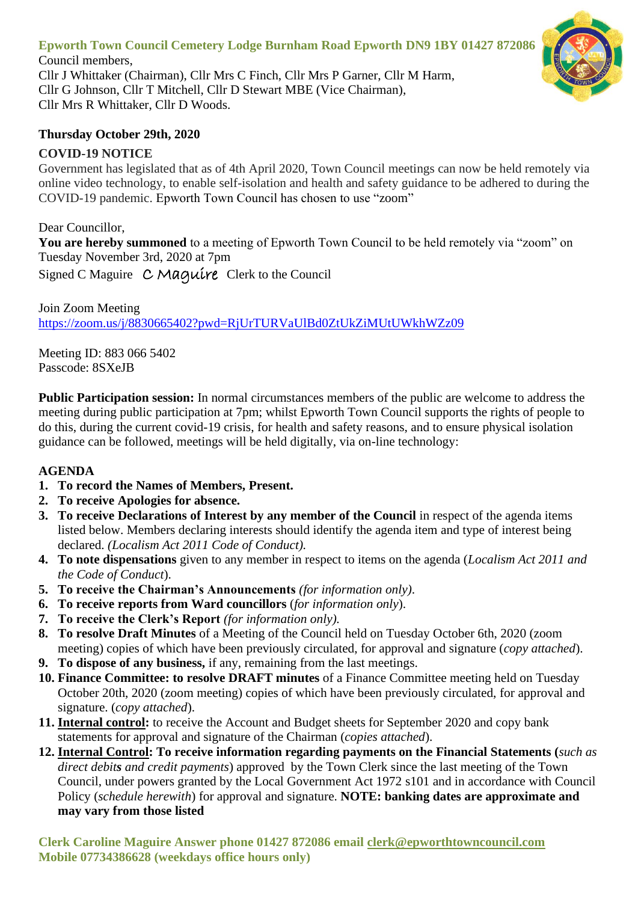**Epworth Town Council Cemetery Lodge Burnham Road Epworth DN9 1BY 01427 872086**

Council members,
Cllr J Whittaker (Chairman), Cllr Mrs C Finch, Cllr Mrs P Garner, Cllr M Harm,
Cllr G Johnson, Cllr T Mitchell, Cllr D Stewart MBE (Vice Chairman),
Cllr Mrs R Whittaker, Cllr D Woods.

**Thursday October 29th, 2020**

**COVID-19 NOTICE**

Government has legislated that as of 4th April 2020, Town Council meetings can now be held remotely via online video technology, to enable self-isolation and health and safety guidance to be adhered to during the COVID-19 pandemic. Epworth Town Council has chosen to use "zoom"

Dear Councillor,
**You are hereby summoned** to a meeting of Epworth Town Council to be held remotely via "zoom" on Tuesday November 3rd, 2020 at 7pm
Signed C Maguire *C Maguire* Clerk to the Council

Join Zoom Meeting
https://zoom.us/j/8830665402?pwd=RjUrTURVaUlBd0ZtUkZiMUtUWkhWZz09

Meeting ID: 883 066 5402
Passcode: 8SXeJB

**Public Participation session:** In normal circumstances members of the public are welcome to address the meeting during public participation at 7pm; whilst Epworth Town Council supports the rights of people to do this, during the current covid-19 crisis, for health and safety reasons, and to ensure physical isolation guidance can be followed, meetings will be held digitally, via on-line technology:

**AGENDA**

1. **To record the Names of Members, Present.**
2. **To receive Apologies for absence.**
3. **To receive Declarations of Interest by any member of the Council** in respect of the agenda items listed below. Members declaring interests should identify the agenda item and type of interest being declared. *(Localism Act 2011 Code of Conduct).*
4. **To note dispensations** given to any member in respect to items on the agenda (*Localism Act 2011 and the Code of Conduct*).
5. **To receive the Chairman's Announcements** *(for information only).*
6. **To receive reports from Ward councillors** (*for information only*).
7. **To receive the Clerk's Report** *(for information only).*
8. **To resolve Draft Minutes** of a Meeting of the Council held on Tuesday October 6th, 2020 (zoom meeting) copies of which have been previously circulated, for approval and signature (*copy attached*).
9. **To dispose of any business,** if any, remaining from the last meetings.
10. **Finance Committee: to resolve DRAFT minutes** of a Finance Committee meeting held on Tuesday October 20th, 2020 (zoom meeting) copies of which have been previously circulated, for approval and signature. (*copy attached*).
11. **Internal control:** to receive the Account and Budget sheets for September 2020 and copy bank statements for approval and signature of the Chairman (*copies attached*).
12. **Internal Control: To receive information regarding payments on the Financial Statements** (*such as direct debits and credit payments*) approved by the Town Clerk since the last meeting of the Town Council, under powers granted by the Local Government Act 1972 s101 and in accordance with Council Policy (*schedule herewith*) for approval and signature. **NOTE: banking dates are approximate and may vary from those listed**

**Clerk Caroline Maguire Answer phone 01427 872086 email clerk@epworthtowncouncil.com**
**Mobile 07734386628 (weekdays office hours only)**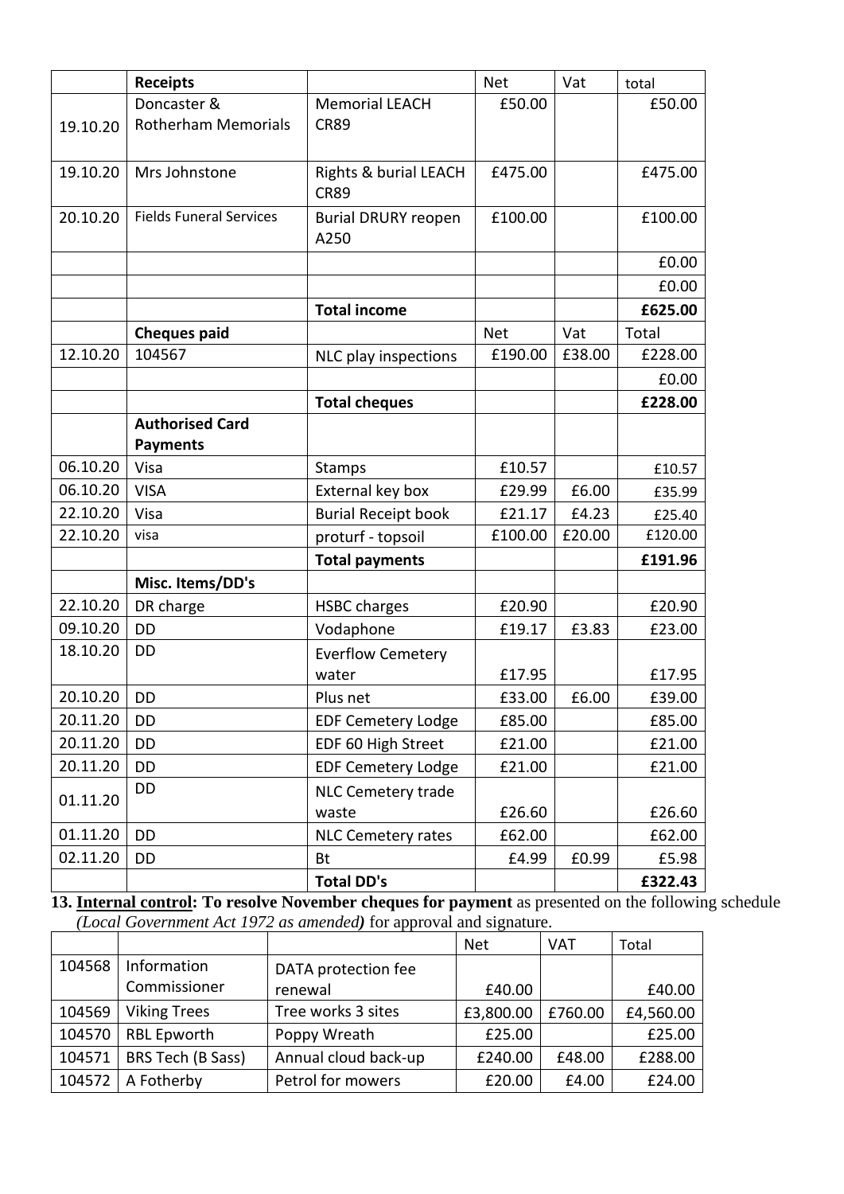| | Receipts | | Net | Vat | total |
|---|---|---|---|---|---|
| 19.10.20 | Doncaster & Rotherham Memorials | Memorial LEACH CR89 | £50.00 | | £50.00 |
| 19.10.20 | Mrs Johnstone | Rights & burial LEACH CR89 | £475.00 | | £475.00 |
| 20.10.20 | Fields Funeral Services | Burial DRURY reopen A250 | £100.00 | | £100.00 |
| | | | | | £0.00 |
| | | | | | £0.00 |
| | | **Total income** | | | **£625.00** |
| | **Cheques paid** | | Net | Vat | Total |
| 12.10.20 | 104567 | NLC play inspections | £190.00 | £38.00 | £228.00 |
| | | | | | £0.00 |
| | | **Total cheques** | | | **£228.00** |
| | **Authorised Card Payments** | | | | |
| 06.10.20 | Visa | Stamps | £10.57 | | £10.57 |
| 06.10.20 | VISA | External key box | £29.99 | £6.00 | £35.99 |
| 22.10.20 | Visa | Burial Receipt book | £21.17 | £4.23 | £25.40 |
| 22.10.20 | visa | proturf - topsoil | £100.00 | £20.00 | £120.00 |
| | | **Total payments** | | | **£191.96** |
| | **Misc. Items/DD's** | | | | |
| 22.10.20 | DR charge | HSBC charges | £20.90 | | £20.90 |
| 09.10.20 | DD | Vodaphone | £19.17 | £3.83 | £23.00 |
| 18.10.20 | DD | Everflow Cemetery water | £17.95 | | £17.95 |
| 20.10.20 | DD | Plus net | £33.00 | £6.00 | £39.00 |
| 20.11.20 | DD | EDF Cemetery Lodge | £85.00 | | £85.00 |
| 20.11.20 | DD | EDF 60 High Street | £21.00 | | £21.00 |
| 20.11.20 | DD | EDF Cemetery Lodge | £21.00 | | £21.00 |
| 01.11.20 | DD | NLC Cemetery trade waste | £26.60 | | £26.60 |
| 01.11.20 | DD | NLC Cemetery rates | £62.00 | | £62.00 |
| 02.11.20 | DD | Bt | £4.99 | £0.99 | £5.98 |
| | | **Total DD's** | | | **£322.43** |

**13. Internal control: To resolve November cheques for payment** as presented on the following schedule *(Local Government Act 1972 as amended)* for approval and signature.

| | | | Net | VAT | Total |
|---|---|---|---|---|---|
| 104568 | Information Commissioner | DATA protection fee renewal | £40.00 | | £40.00 |
| 104569 | Viking Trees | Tree works 3 sites | £3,800.00 | £760.00 | £4,560.00 |
| 104570 | RBL Epworth | Poppy Wreath | £25.00 | | £25.00 |
| 104571 | BRS Tech (B Sass) | Annual cloud back-up | £240.00 | £48.00 | £288.00 |
| 104572 | A Fotherby | Petrol for mowers | £20.00 | £4.00 | £24.00 |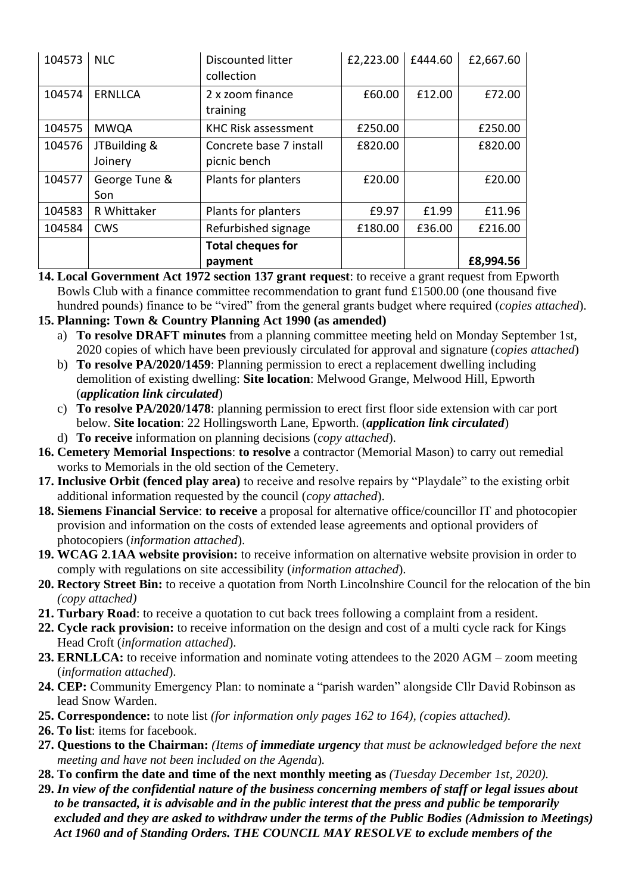| 104573 | NLC | Discounted litter collection | £2,223.00 | £444.60 | £2,667.60 |
|---|---|---|---|---|---|
| 104574 | ERNLLCA | 2 x zoom finance training | £60.00 | £12.00 | £72.00 |
| 104575 | MWQA | KHC Risk assessment | £250.00 | | £250.00 |
| 104576 | JTBuilding & Joinery | Concrete base 7 install picnic bench | £820.00 | | £820.00 |
| 104577 | George Tune & Son | Plants for planters | £20.00 | | £20.00 |
| 104583 | R Whittaker | Plants for planters | £9.97 | £1.99 | £11.96 |
| 104584 | CWS | Refurbished signage | £180.00 | £36.00 | £216.00 |
| | | **Total cheques for payment** | | | **£8,994.56** |

14. **Local Government Act 1972 section 137 grant request**: to receive a grant request from Epworth Bowls Club with a finance committee recommendation to grant fund £1500.00 (one thousand five hundred pounds) finance to be "vired" from the general grants budget where required (*copies attached*).
15. **Planning: Town & Country Planning Act 1990 (as amended)**
    a) **To resolve DRAFT minutes** from a planning committee meeting held on Monday September 1st, 2020 copies of which have been previously circulated for approval and signature (*copies attached*)
    b) **To resolve PA/2020/1459**: Planning permission to erect a replacement dwelling including demolition of existing dwelling: **Site location**: Melwood Grange, Melwood Hill, Epworth (***application link circulated***)
    c) **To resolve PA/2020/1478**: planning permission to erect first floor side extension with car port below. **Site location**: 22 Hollingsworth Lane, Epworth. (***application link circulated***)
    d) **To receive** information on planning decisions (*copy attached*).
16. **Cemetery Memorial Inspections**: **to resolve** a contractor (Memorial Mason) to carry out remedial works to Memorials in the old section of the Cemetery.
17. **Inclusive Orbit (fenced play area)** to receive and resolve repairs by "Playdale" to the existing orbit additional information requested by the council (*copy attached*).
18. **Siemens Financial Service**: **to receive** a proposal for alternative office/councillor IT and photocopier provision and information on the costs of extended lease agreements and optional providers of photocopiers (*information attached*).
19. **WCAG 2.1AA website provision:** to receive information on alternative website provision in order to comply with regulations on site accessibility (*information attached*).
20. **Rectory Street Bin:** to receive a quotation from North Lincolnshire Council for the relocation of the bin *(copy attached)*
21. **Turbary Road**: to receive a quotation to cut back trees following a complaint from a resident.
22. **Cycle rack provision:** to receive information on the design and cost of a multi cycle rack for Kings Head Croft (*information attached*).
23. **ERNLLCA:** to receive information and nominate voting attendees to the 2020 AGM – zoom meeting (*information attached*).
24. **CEP:** Community Emergency Plan: to nominate a "parish warden" alongside Cllr David Robinson as lead Snow Warden.
25. **Correspondence:** to note list *(for information only pages 162 to 164), (copies attached).*
26. **To list**: items for facebook.
27. **Questions to the Chairman:** *(Items o**f immediate urgency** that must be acknowledged before the next meeting and have not been included on the Agenda*).
28. **To confirm the date and time of the next monthly meeting as** *(Tuesday December 1st, 2020).*
29. ***In view of the confidential nature of the business concerning members of staff or legal issues about to be transacted, it is advisable and in the public interest that the press and public be temporarily excluded and they are asked to withdraw under the terms of the Public Bodies (Admission to Meetings) Act 1960 and of Standing Orders. THE COUNCIL MAY RESOLVE to exclude members of the***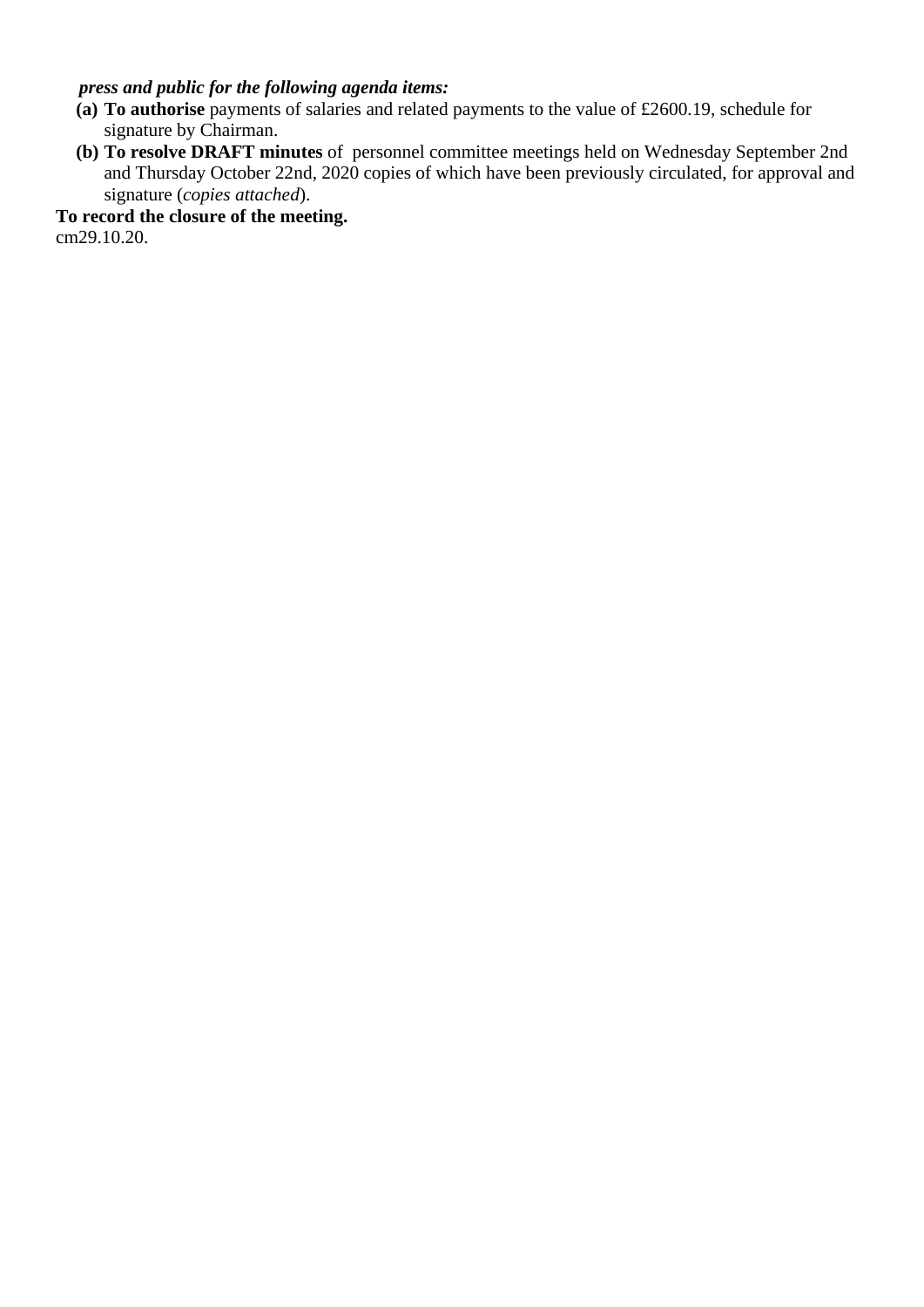***press and public for the following agenda items:***

**(a) To authorise** payments of salaries and related payments to the value of £2600.19, schedule for signature by Chairman.

**(b) To resolve DRAFT minutes** of personnel committee meetings held on Wednesday September 2nd and Thursday October 22nd, 2020 copies of which have been previously circulated, for approval and signature (*copies attached*).

**To record the closure of the meeting.**

cm29.10.20.